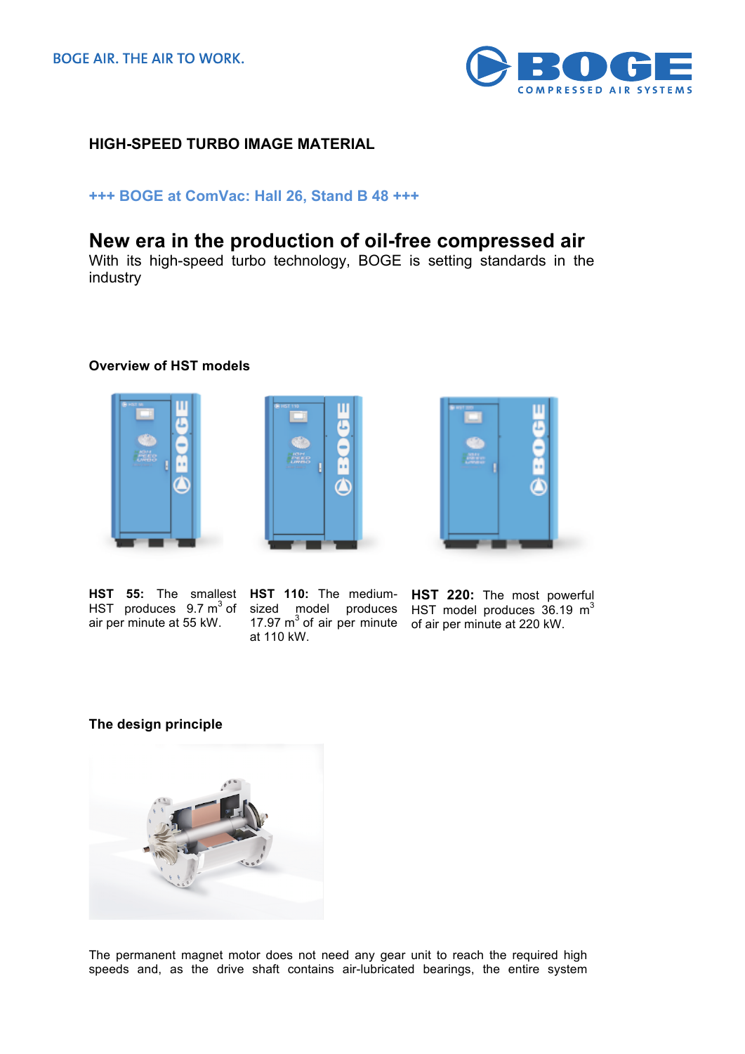BOGE AIR. THE AIR TO WORK.

**HIGH-SPEED TURBO IMAGE MATERIAL**

**+++ BOGE at ComVac: Hall 26, Stand B 48 +++**

# New era in the production of oil-free compressed air

With its high-speed turbo technology, BOGE is setting standards in the industry

### Overview of HST models

**HST 55:** The smallest HST produces 9.7 $m^3$ of air per minute at 55 kW.

**HST 110:** The medium-sized model produces 17.97 $m^3$ of air per minute at 110 kW.

**HST 220:** The most powerful HST model produces 36.19 $m^3$ of air per minute at 220 kW.

### The design principle

The permanent magnet motor does not need any gear unit to reach the required high speeds and, as the drive shaft contains air-lubricated bearings, the entire system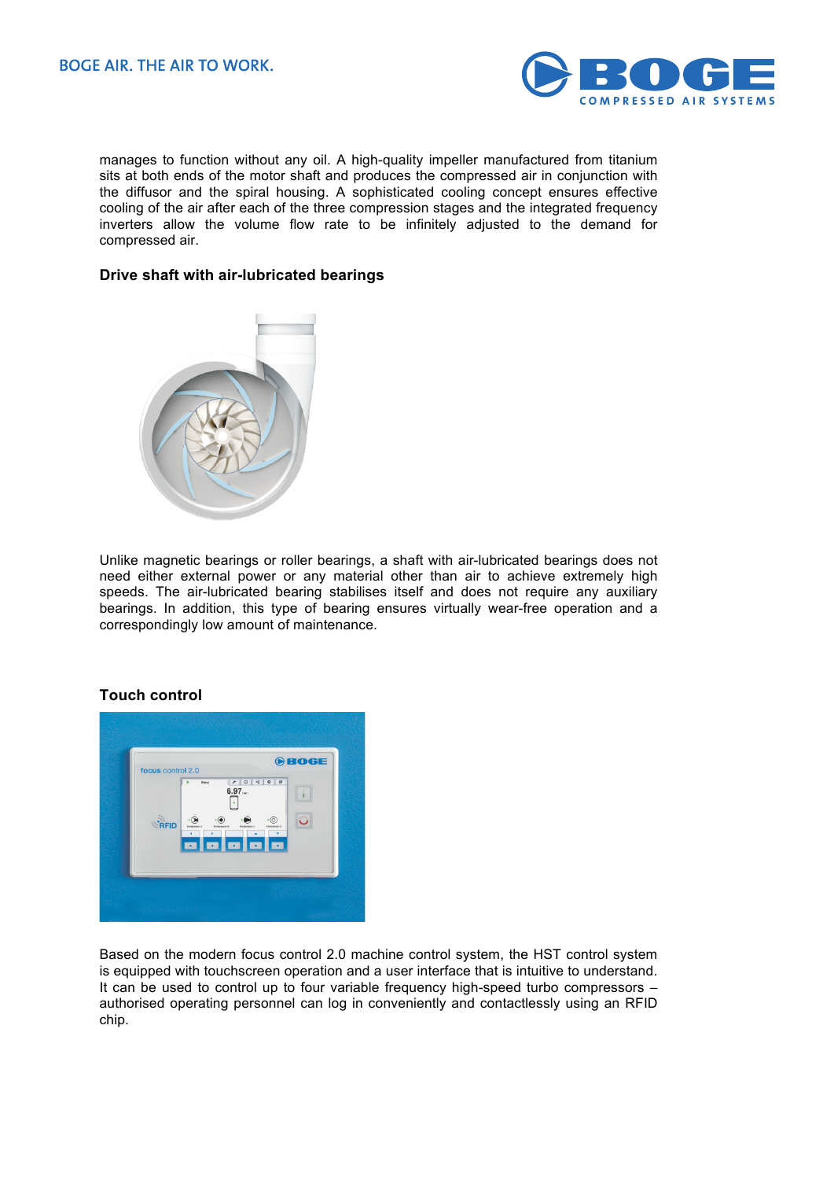manages to function without any oil. A high-quality impeller manufactured from titanium sits at both ends of the motor shaft and produces the compressed air in conjunction with the diffusor and the spiral housing. A sophisticated cooling concept ensures effective cooling of the air after each of the three compression stages and the integrated frequency inverters allow the volume flow rate to be infinitely adjusted to the demand for compressed air.

### Drive shaft with air-lubricated bearings

Unlike magnetic bearings or roller bearings, a shaft with air-lubricated bearings does not need either external power or any material other than air to achieve extremely high speeds. The air-lubricated bearing stabilises itself and does not require any auxiliary bearings. In addition, this type of bearing ensures virtually wear-free operation and a correspondingly low amount of maintenance.

### Touch control

Based on the modern focus control 2.0 machine control system, the HST control system is equipped with touchscreen operation and a user interface that is intuitive to understand. It can be used to control up to four variable frequency high-speed turbo compressors – authorised operating personnel can log in conveniently and contactlessly using an RFID chip.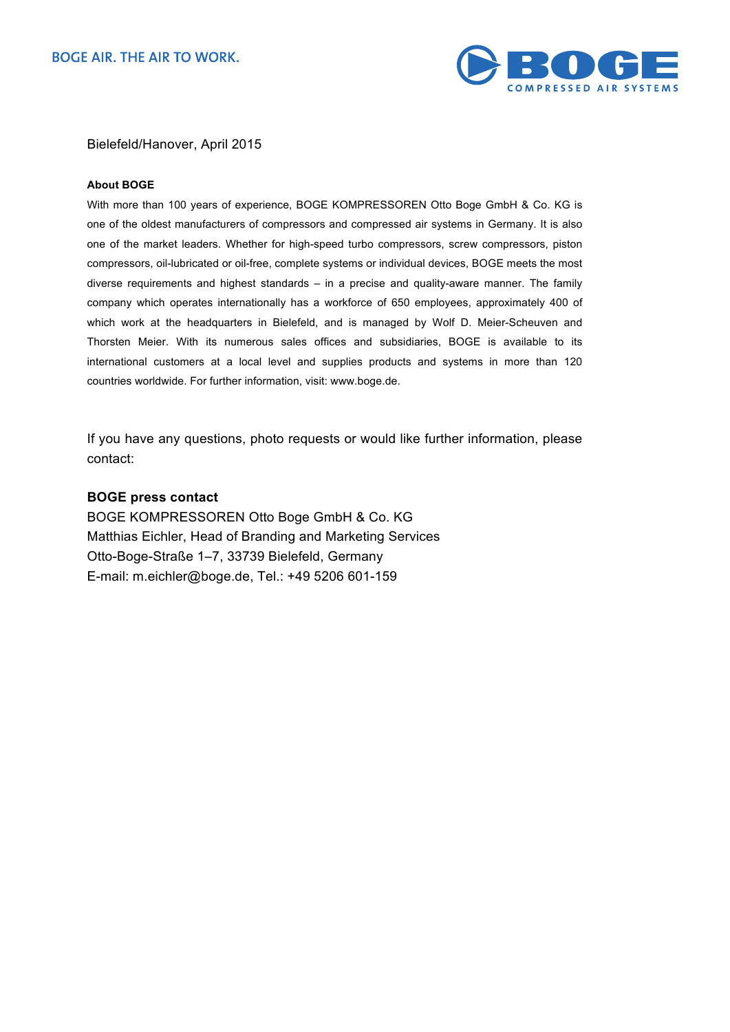Bielefeld/Hanover, April 2015

**About BOGE**

With more than 100 years of experience, BOGE KOMPRESSOREN Otto Boge GmbH & Co. KG is one of the oldest manufacturers of compressors and compressed air systems in Germany. It is also one of the market leaders. Whether for high-speed turbo compressors, screw compressors, piston compressors, oil-lubricated or oil-free, complete systems or individual devices, BOGE meets the most diverse requirements and highest standards – in a precise and quality-aware manner. The family company which operates internationally has a workforce of 650 employees, approximately 400 of which work at the headquarters in Bielefeld, and is managed by Wolf D. Meier-Scheuven and Thorsten Meier. With its numerous sales offices and subsidiaries, BOGE is available to its international customers at a local level and supplies products and systems in more than 120 countries worldwide. For further information, visit: www.boge.de.

If you have any questions, photo requests or would like further information, please contact:

**BOGE press contact**
BOGE KOMPRESSOREN Otto Boge GmbH & Co. KG
Matthias Eichler, Head of Branding and Marketing Services
Otto-Boge-Straße 1–7, 33739 Bielefeld, Germany
E-mail: m.eichler@boge.de, Tel.: +49 5206 601-159